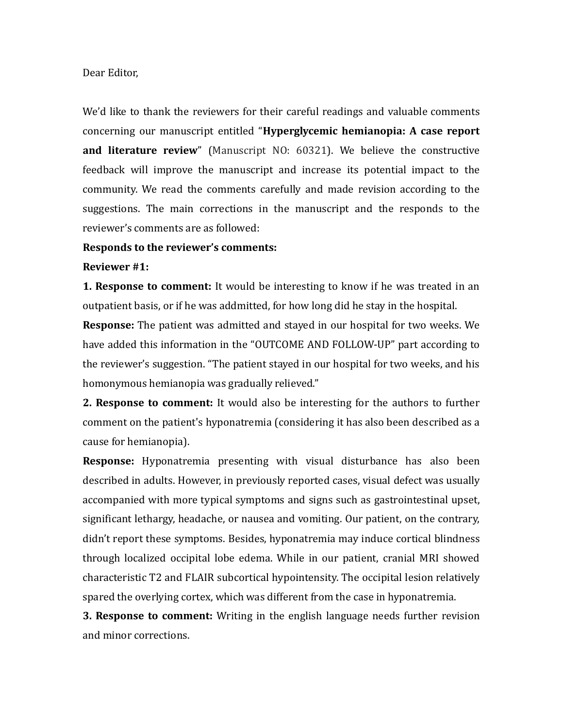Dear Editor,

We'd like to thank the reviewers for their careful readings and valuable comments concerning our manuscript entitled "**Hyperglycemic hemianopia: A case report and literature review**" (Manuscript NO: 60321). We believe the constructive feedback will improve the manuscript and increase its potential impact to the community. We read the comments carefully and made revision according to the suggestions. The main corrections in the manuscript and the responds to the reviewer's comments are as followed:

**Responds to the reviewer's comments:**

**Reviewer #1:**

**1. Response to comment:** It would be interesting to know if he was treated in an outpatient basis, or if he was addmitted, for how long did he stay in the hospital.

**Response:** The patient was admitted and stayed in our hospital for two weeks. We have added this information in the "OUTCOME AND FOLLOW-UP" part according to the reviewer's suggestion. "The patient stayed in our hospital for two weeks, and his homonymous hemianopia was gradually relieved."

**2. Response to comment:** It would also be interesting for the authors to further comment on the patient's hyponatremia (considering it has also been described as a cause for hemianopia).

**Response:** Hyponatremia presenting with visual disturbance has also been described in adults. However, in previously reported cases, visual defect was usually accompanied with more typical symptoms and signs such as gastrointestinal upset, significant lethargy, headache, or nausea and vomiting. Our patient, on the contrary, didn't report these symptoms. Besides, hyponatremia may induce cortical blindness through localized occipital lobe edema. While in our patient, cranial MRI showed characteristic T2 and FLAIR subcortical hypointensity. The occipital lesion relatively spared the overlying cortex, which was different from the case in hyponatremia.

**3. Response to comment:** Writing in the english language needs further revision and minor corrections.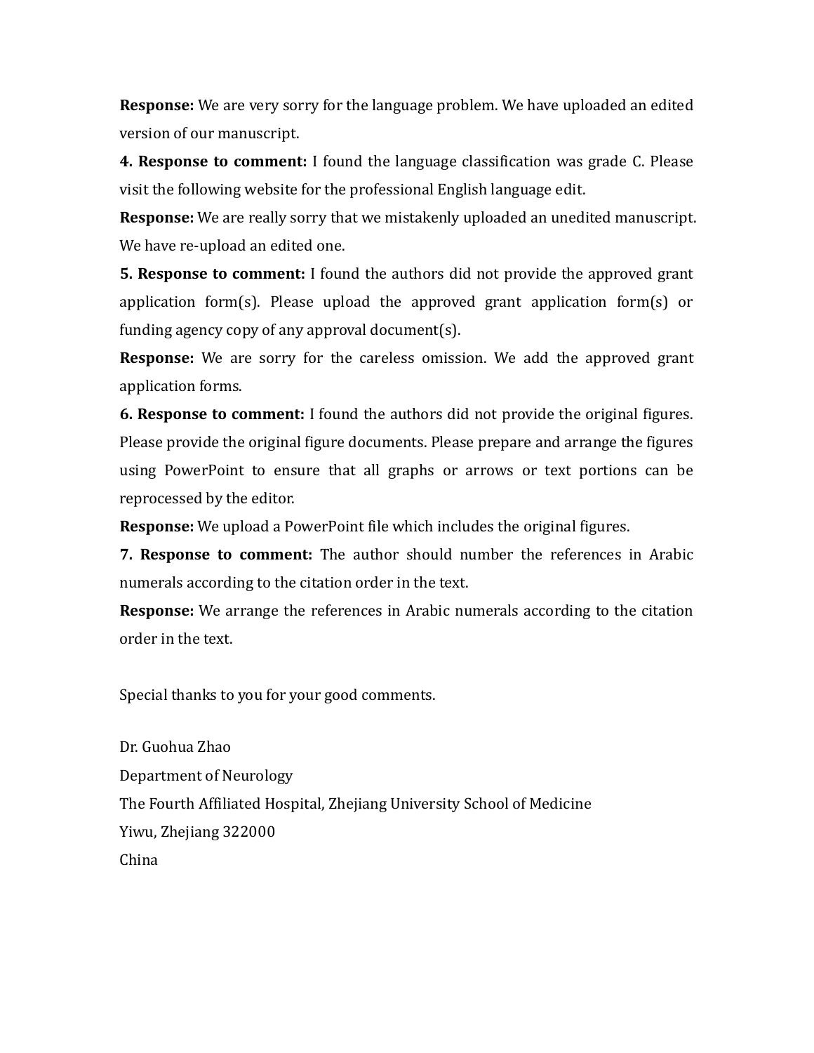**Response:** We are very sorry for the language problem. We have uploaded an edited version of our manuscript.

**4. Response to comment:** I found the language classification was grade C. Please visit the following website for the professional English language edit.

**Response:** We are really sorry that we mistakenly uploaded an unedited manuscript. We have re-upload an edited one.

**5. Response to comment:** I found the authors did not provide the approved grant application form(s). Please upload the approved grant application form(s) or funding agency copy of any approval document(s).

**Response:** We are sorry for the careless omission. We add the approved grant application forms.

**6. Response to comment:** I found the authors did not provide the original figures. Please provide the original figure documents. Please prepare and arrange the figures using PowerPoint to ensure that all graphs or arrows or text portions can be reprocessed by the editor.

**Response:** We upload a PowerPoint file which includes the original figures.

**7. Response to comment:** The author should number the references in Arabic numerals according to the citation order in the text.

**Response:** We arrange the references in Arabic numerals according to the citation order in the text.

Special thanks to you for your good comments.

Dr. Guohua Zhao
Department of Neurology
The Fourth Affiliated Hospital, Zhejiang University School of Medicine
Yiwu, Zhejiang 322000
China